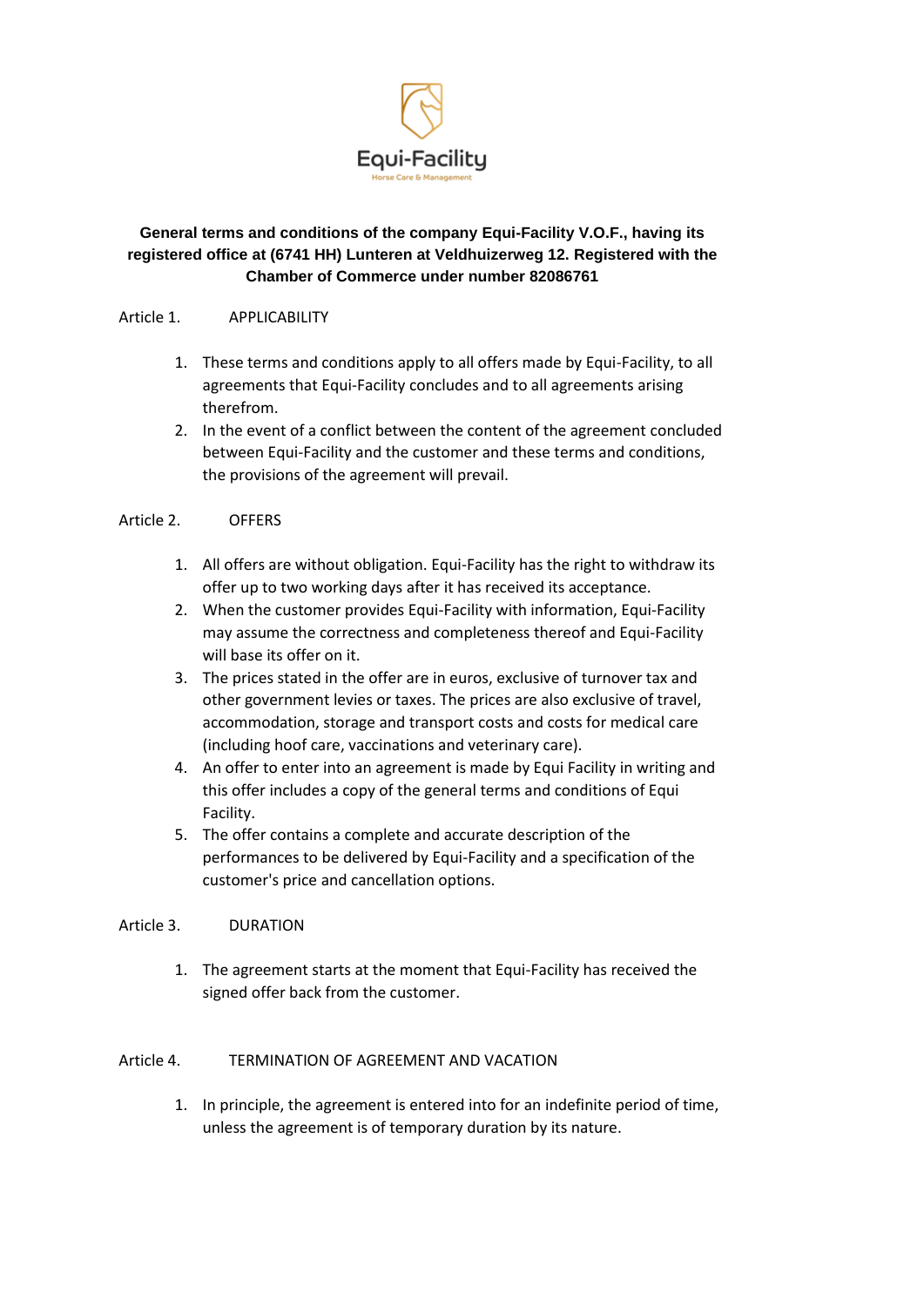Equi-Facility

Horse Care & Management

**General terms and conditions of the company Equi-Facility V.O.F., having its registered office at (6741 HH) Lunteren at Veldhuizerweg 12. Registered with the Chamber of Commerce under number 82086761**

## Article 1. APPLICABILITY

1. These terms and conditions apply to all offers made by Equi-Facility, to all agreements that Equi-Facility concludes and to all agreements arising therefrom.
2. In the event of a conflict between the content of the agreement concluded between Equi-Facility and the customer and these terms and conditions, the provisions of the agreement will prevail.

## Article 2. OFFERS

1. All offers are without obligation. Equi-Facility has the right to withdraw its offer up to two working days after it has received its acceptance.
2. When the customer provides Equi-Facility with information, Equi-Facility may assume the correctness and completeness thereof and Equi-Facility will base its offer on it.
3. The prices stated in the offer are in euros, exclusive of turnover tax and other government levies or taxes. The prices are also exclusive of travel, accommodation, storage and transport costs and costs for medical care (including hoof care, vaccinations and veterinary care).
4. An offer to enter into an agreement is made by Equi Facility in writing and this offer includes a copy of the general terms and conditions of Equi Facility.
5. The offer contains a complete and accurate description of the performances to be delivered by Equi-Facility and a specification of the customer's price and cancellation options.

## Article 3. DURATION

1. The agreement starts at the moment that Equi-Facility has received the signed offer back from the customer.

## Article 4. TERMINATION OF AGREEMENT AND VACATION

1. In principle, the agreement is entered into for an indefinite period of time, unless the agreement is of temporary duration by its nature.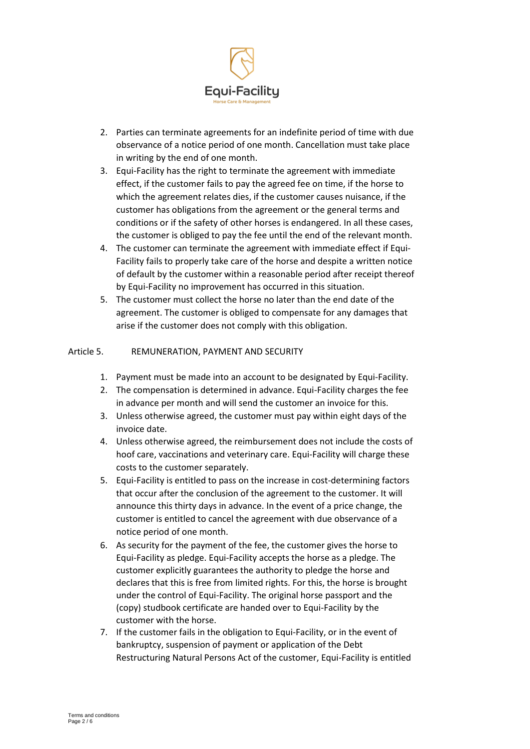2. Parties can terminate agreements for an indefinite period of time with due observance of a notice period of one month. Cancellation must take place in writing by the end of one month.
3. Equi-Facility has the right to terminate the agreement with immediate effect, if the customer fails to pay the agreed fee on time, if the horse to which the agreement relates dies, if the customer causes nuisance, if the customer has obligations from the agreement or the general terms and conditions or if the safety of other horses is endangered. In all these cases, the customer is obliged to pay the fee until the end of the relevant month.
4. The customer can terminate the agreement with immediate effect if Equi-Facility fails to properly take care of the horse and despite a written notice of default by the customer within a reasonable period after receipt thereof by Equi-Facility no improvement has occurred in this situation.
5. The customer must collect the horse no later than the end date of the agreement. The customer is obliged to compensate for any damages that arise if the customer does not comply with this obligation.

## Article 5. REMUNERATION, PAYMENT AND SECURITY

1. Payment must be made into an account to be designated by Equi-Facility.
2. The compensation is determined in advance. Equi-Facility charges the fee in advance per month and will send the customer an invoice for this.
3. Unless otherwise agreed, the customer must pay within eight days of the invoice date.
4. Unless otherwise agreed, the reimbursement does not include the costs of hoof care, vaccinations and veterinary care. Equi-Facility will charge these costs to the customer separately.
5. Equi-Facility is entitled to pass on the increase in cost-determining factors that occur after the conclusion of the agreement to the customer. It will announce this thirty days in advance. In the event of a price change, the customer is entitled to cancel the agreement with due observance of a notice period of one month.
6. As security for the payment of the fee, the customer gives the horse to Equi-Facility as pledge. Equi-Facility accepts the horse as a pledge. The customer explicitly guarantees the authority to pledge the horse and declares that this is free from limited rights. For this, the horse is brought under the control of Equi-Facility. The original horse passport and the (copy) studbook certificate are handed over to Equi-Facility by the customer with the horse.
7. If the customer fails in the obligation to Equi-Facility, or in the event of bankruptcy, suspension of payment or application of the Debt Restructuring Natural Persons Act of the customer, Equi-Facility is entitled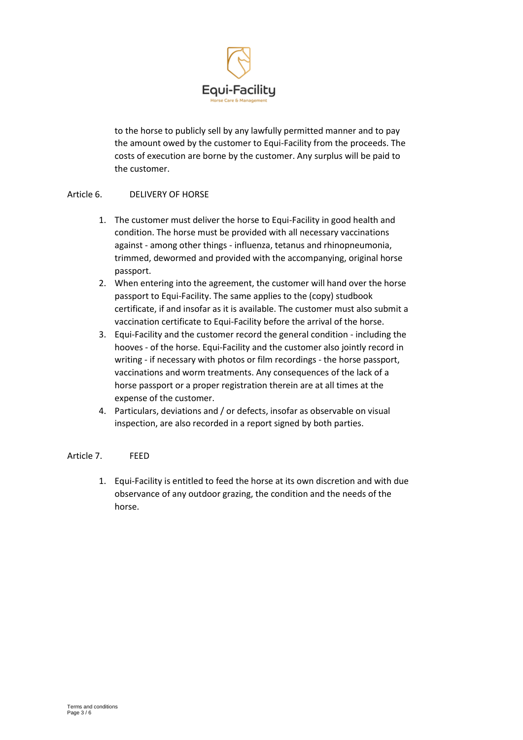to the horse to publicly sell by any lawfully permitted manner and to pay the amount owed by the customer to Equi-Facility from the proceeds. The costs of execution are borne by the customer. Any surplus will be paid to the customer.

## Article 6. DELIVERY OF HORSE

1. The customer must deliver the horse to Equi-Facility in good health and condition. The horse must be provided with all necessary vaccinations against - among other things - influenza, tetanus and rhinopneumonia, trimmed, dewormed and provided with the accompanying, original horse passport.
2. When entering into the agreement, the customer will hand over the horse passport to Equi-Facility. The same applies to the (copy) studbook certificate, if and insofar as it is available. The customer must also submit a vaccination certificate to Equi-Facility before the arrival of the horse.
3. Equi-Facility and the customer record the general condition - including the hooves - of the horse. Equi-Facility and the customer also jointly record in writing - if necessary with photos or film recordings - the horse passport, vaccinations and worm treatments. Any consequences of the lack of a horse passport or a proper registration therein are at all times at the expense of the customer.
4. Particulars, deviations and / or defects, insofar as observable on visual inspection, are also recorded in a report signed by both parties.

## Article 7. FEED

1. Equi-Facility is entitled to feed the horse at its own discretion and with due observance of any outdoor grazing, the condition and the needs of the horse.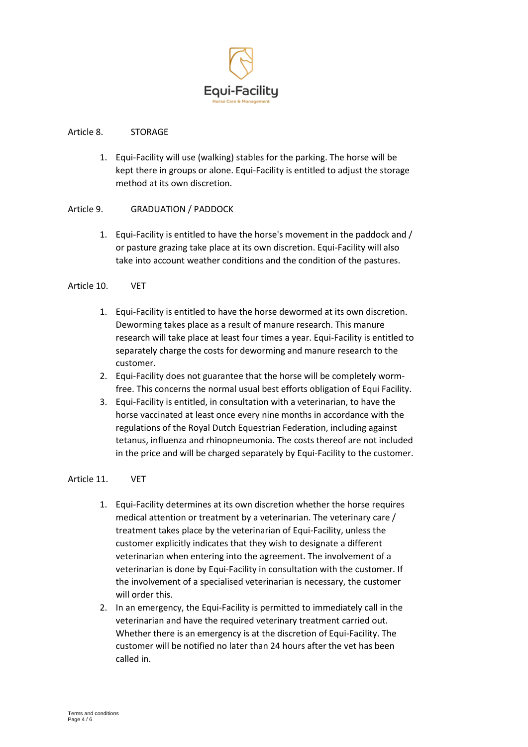Article 8. STORAGE

1. Equi-Facility will use (walking) stables for the parking. The horse will be kept there in groups or alone. Equi-Facility is entitled to adjust the storage method at its own discretion.

Article 9. GRADUATION / PADDOCK

1. Equi-Facility is entitled to have the horse's movement in the paddock and / or pasture grazing take place at its own discretion. Equi-Facility will also take into account weather conditions and the condition of the pastures.

Article 10. VET

1. Equi-Facility is entitled to have the horse dewormed at its own discretion. Deworming takes place as a result of manure research. This manure research will take place at least four times a year. Equi-Facility is entitled to separately charge the costs for deworming and manure research to the customer.
2. Equi-Facility does not guarantee that the horse will be completely worm-free. This concerns the normal usual best efforts obligation of Equi Facility.
3. Equi-Facility is entitled, in consultation with a veterinarian, to have the horse vaccinated at least once every nine months in accordance with the regulations of the Royal Dutch Equestrian Federation, including against tetanus, influenza and rhinopneumonia. The costs thereof are not included in the price and will be charged separately by Equi-Facility to the customer.

Article 11. VET

1. Equi-Facility determines at its own discretion whether the horse requires medical attention or treatment by a veterinarian. The veterinary care / treatment takes place by the veterinarian of Equi-Facility, unless the customer explicitly indicates that they wish to designate a different veterinarian when entering into the agreement. The involvement of a veterinarian is done by Equi-Facility in consultation with the customer. If the involvement of a specialised veterinarian is necessary, the customer will order this.
2. In an emergency, the Equi-Facility is permitted to immediately call in the veterinarian and have the required veterinary treatment carried out. Whether there is an emergency is at the discretion of Equi-Facility. The customer will be notified no later than 24 hours after the vet has been called in.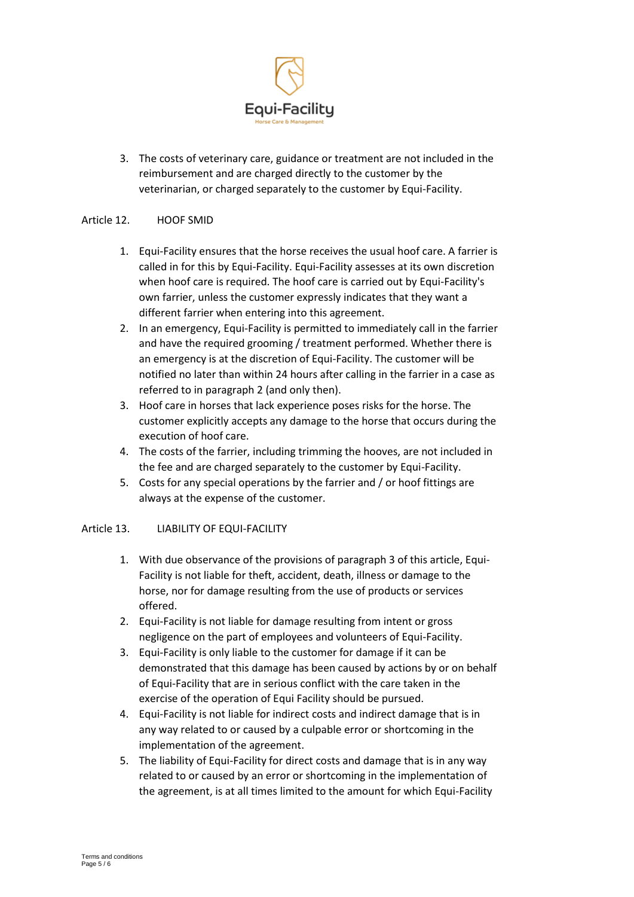3. The costs of veterinary care, guidance or treatment are not included in the reimbursement and are charged directly to the customer by the veterinarian, or charged separately to the customer by Equi-Facility.

Article 12. HOOF SMID

1. Equi-Facility ensures that the horse receives the usual hoof care. A farrier is called in for this by Equi-Facility. Equi-Facility assesses at its own discretion when hoof care is required. The hoof care is carried out by Equi-Facility's own farrier, unless the customer expressly indicates that they want a different farrier when entering into this agreement.
2. In an emergency, Equi-Facility is permitted to immediately call in the farrier and have the required grooming / treatment performed. Whether there is an emergency is at the discretion of Equi-Facility. The customer will be notified no later than within 24 hours after calling in the farrier in a case as referred to in paragraph 2 (and only then).
3. Hoof care in horses that lack experience poses risks for the horse. The customer explicitly accepts any damage to the horse that occurs during the execution of hoof care.
4. The costs of the farrier, including trimming the hooves, are not included in the fee and are charged separately to the customer by Equi-Facility.
5. Costs for any special operations by the farrier and / or hoof fittings are always at the expense of the customer.

Article 13. LIABILITY OF EQUI-FACILITY

1. With due observance of the provisions of paragraph 3 of this article, Equi-Facility is not liable for theft, accident, death, illness or damage to the horse, nor for damage resulting from the use of products or services offered.
2. Equi-Facility is not liable for damage resulting from intent or gross negligence on the part of employees and volunteers of Equi-Facility.
3. Equi-Facility is only liable to the customer for damage if it can be demonstrated that this damage has been caused by actions by or on behalf of Equi-Facility that are in serious conflict with the care taken in the exercise of the operation of Equi Facility should be pursued.
4. Equi-Facility is not liable for indirect costs and indirect damage that is in any way related to or caused by a culpable error or shortcoming in the implementation of the agreement.
5. The liability of Equi-Facility for direct costs and damage that is in any way related to or caused by an error or shortcoming in the implementation of the agreement, is at all times limited to the amount for which Equi-Facility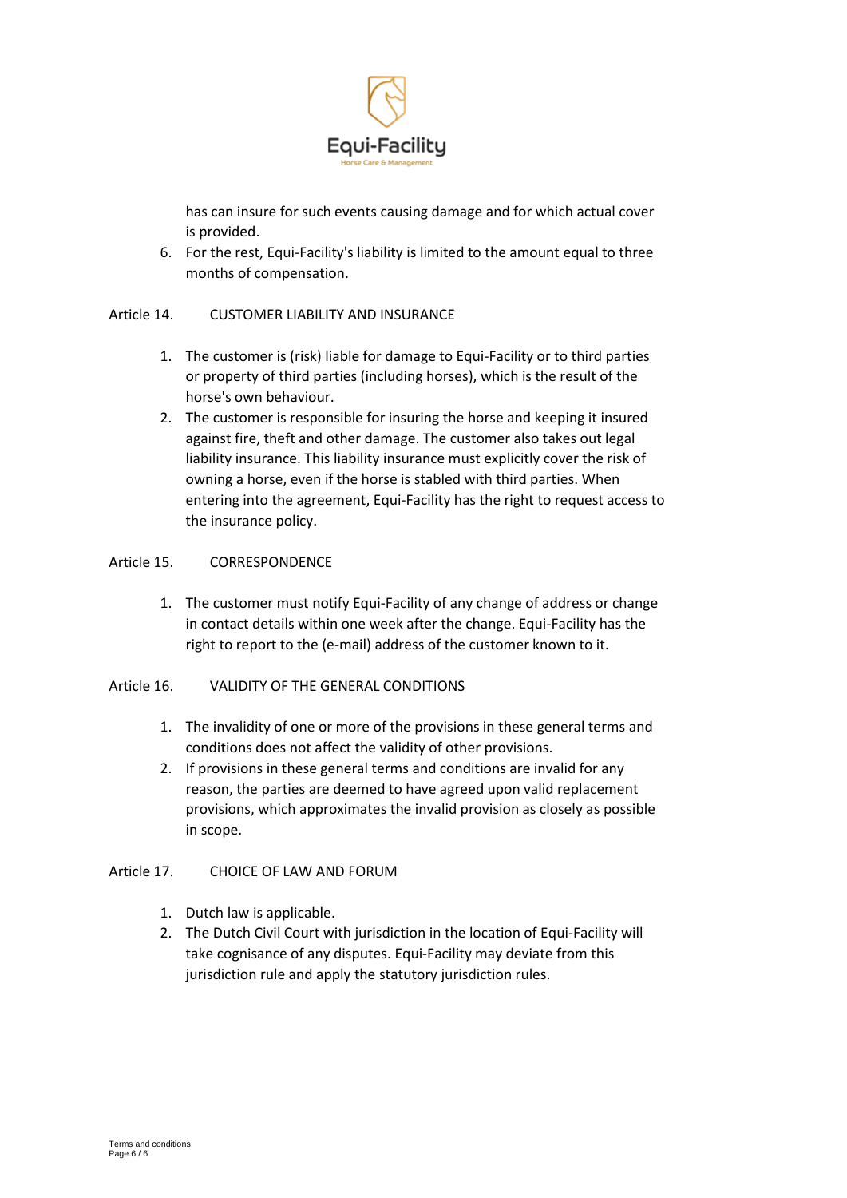has can insure for such events causing damage and for which actual cover is provided.

6. For the rest, Equi-Facility's liability is limited to the amount equal to three months of compensation.

## Article 14. CUSTOMER LIABILITY AND INSURANCE

1. The customer is (risk) liable for damage to Equi-Facility or to third parties or property of third parties (including horses), which is the result of the horse's own behaviour.
2. The customer is responsible for insuring the horse and keeping it insured against fire, theft and other damage. The customer also takes out legal liability insurance. This liability insurance must explicitly cover the risk of owning a horse, even if the horse is stabled with third parties. When entering into the agreement, Equi-Facility has the right to request access to the insurance policy.

## Article 15. CORRESPONDENCE

1. The customer must notify Equi-Facility of any change of address or change in contact details within one week after the change. Equi-Facility has the right to report to the (e-mail) address of the customer known to it.

## Article 16. VALIDITY OF THE GENERAL CONDITIONS

1. The invalidity of one or more of the provisions in these general terms and conditions does not affect the validity of other provisions.
2. If provisions in these general terms and conditions are invalid for any reason, the parties are deemed to have agreed upon valid replacement provisions, which approximates the invalid provision as closely as possible in scope.

## Article 17. CHOICE OF LAW AND FORUM

1. Dutch law is applicable.
2. The Dutch Civil Court with jurisdiction in the location of Equi-Facility will take cognisance of any disputes. Equi-Facility may deviate from this jurisdiction rule and apply the statutory jurisdiction rules.